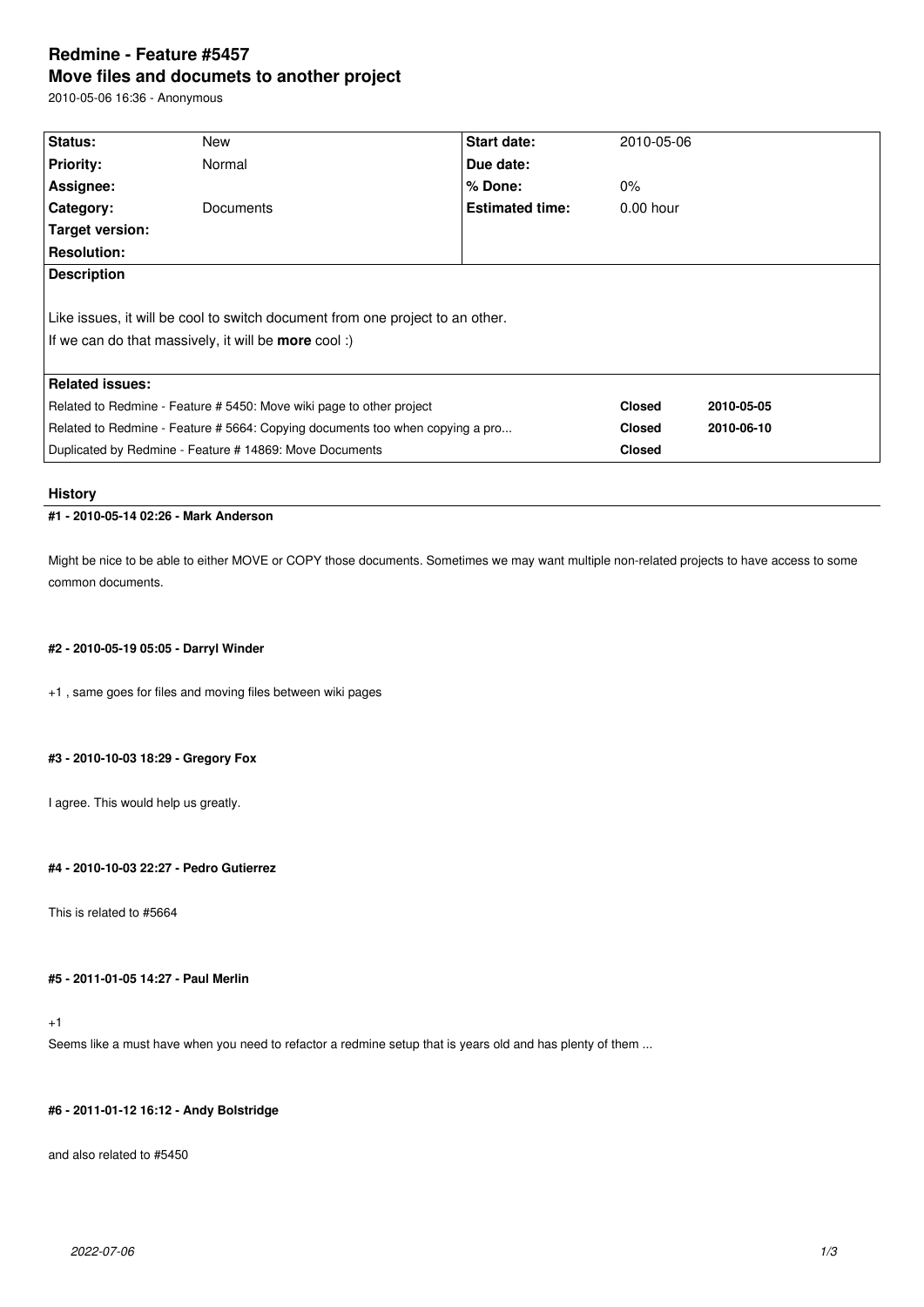# Redmine - Feature #5457

# Move files and documets to another project

2010-05-06 16:36 - Anonymous

| Status: | New | Start date: | 2010-05-06 |
|---|---|---|---|
| Priority: | Normal | Due date: | |
| Assignee: | | % Done: | 0% |
| Category: | Documents | Estimated time: | 0.00 hour |
| Target version: | | | |
| Resolution: | | | |

**Description**

Like issues, it will be cool to switch document from one project to an other.
If we can do that massively, it will be **more** cool :)

**Related issues:**

| | | |
|---|---|---|
| Related to Redmine - Feature # 5450: Move wiki page to other project | **Closed** | **2010-05-05** |
| Related to Redmine - Feature # 5664: Copying documents too when copying a pro... | **Closed** | **2010-06-10** |
| Duplicated by Redmine - Feature # 14869: Move Documents | **Closed** | |

## History

#### #1 - 2010-05-14 02:26 - Mark Anderson

Might be nice to be able to either MOVE or COPY those documents. Sometimes we may want multiple non-related projects to have access to some common documents.

#### #2 - 2010-05-19 05:05 - Darryl Winder

+1 , same goes for files and moving files between wiki pages

#### #3 - 2010-10-03 18:29 - Gregory Fox

I agree. This would help us greatly.

#### #4 - 2010-10-03 22:27 - Pedro Gutierrez

This is related to #5664

#### #5 - 2011-01-05 14:27 - Paul Merlin

+1
Seems like a must have when you need to refactor a redmine setup that is years old and has plenty of them ...

#### #6 - 2011-01-12 16:12 - Andy Bolstridge

and also related to #5450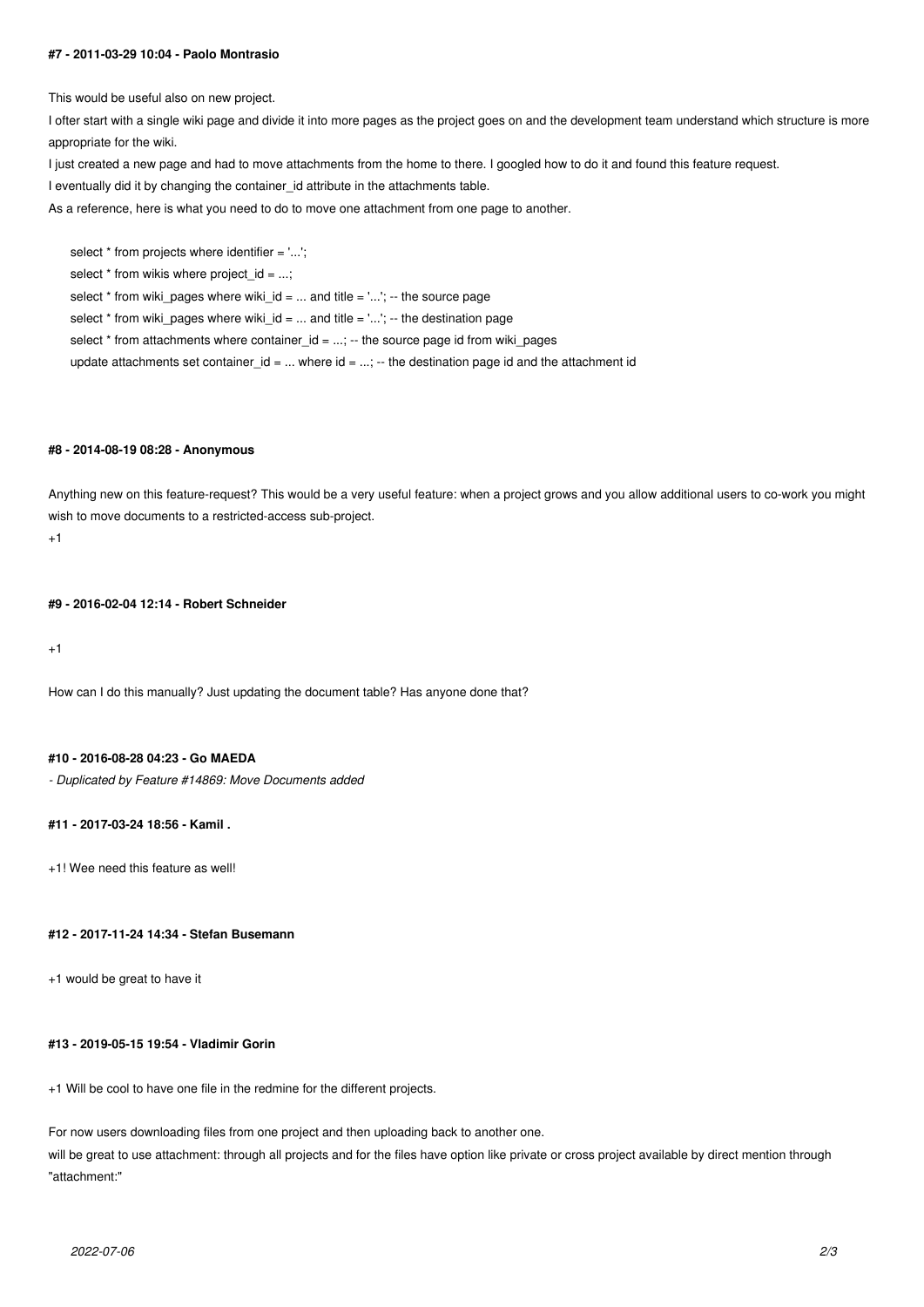#### #7 - 2011-03-29 10:04 - Paolo Montrasio

This would be useful also on new project.

I ofter start with a single wiki page and divide it into more pages as the project goes on and the development team understand which structure is more appropriate for the wiki.

I just created a new page and had to move attachments from the home to there. I googled how to do it and found this feature request.

I eventually did it by changing the container_id attribute in the attachments table.

As a reference, here is what you need to do to move one attachment from one page to another.

```
select * from projects where identifier = '...';
select * from wikis where project_id = ...;
select * from wiki_pages where wiki_id = ... and title = '...'; -- the source page
select * from wiki_pages where wiki_id = ... and title = '...'; -- the destination page
select * from attachments where container_id = ...; -- the source page id from wiki_pages
update attachments set container_id = ... where id = ...; -- the destination page id and the attachment id
```

#### #8 - 2014-08-19 08:28 - Anonymous

Anything new on this feature-request? This would be a very useful feature: when a project grows and you allow additional users to co-work you might wish to move documents to a restricted-access sub-project.

+1

#### #9 - 2016-02-04 12:14 - Robert Schneider

+1

How can I do this manually? Just updating the document table? Has anyone done that?

#### #10 - 2016-08-28 04:23 - Go MAEDA

*- Duplicated by Feature #14869: Move Documents added*

#### #11 - 2017-03-24 18:56 - Kamil .

+1! Wee need this feature as well!

#### #12 - 2017-11-24 14:34 - Stefan Busemann

+1 would be great to have it

#### #13 - 2019-05-15 19:54 - Vladimir Gorin

+1 Will be cool to have one file in the redmine for the different projects.

For now users downloading files from one project and then uploading back to another one.

will be great to use attachment: through all projects and for the files have option like private or cross project available by direct mention through "attachment:"